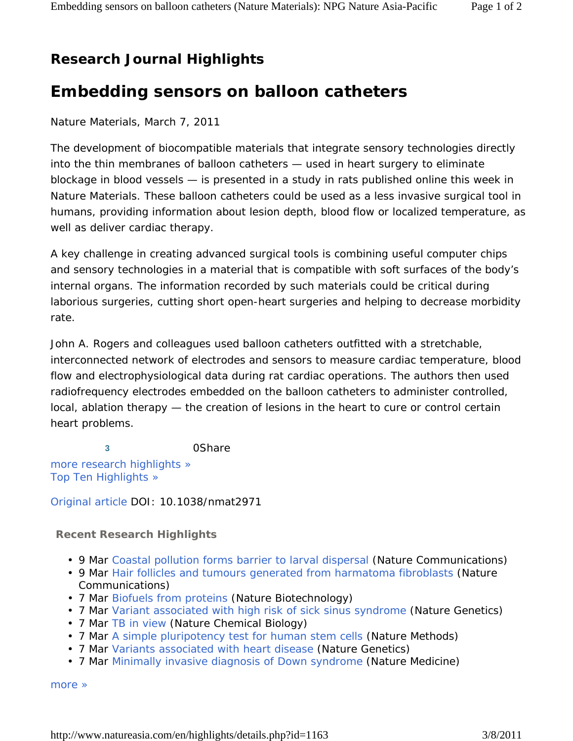## Research Journal Highlights

# Embedding sensors on balloon catheters

Nature Materials, March 7, 2011

The development of biocompatible materials that integrate sensory technologies directly into the thin membranes of balloon catheters — used in heart surgery to eliminate blockage in blood vessels — is presented in a study in rats published online this week in Nature Materials. These balloon catheters could be used as a less invasive surgical tool in humans, providing information about lesion depth, blood flow or localized temperature, as well as deliver cardiac therapy.

A key challenge in creating advanced surgical tools is combining useful computer chips and sensory technologies in a material that is compatible with soft surfaces of the body's internal organs. The information recorded by such materials could be critical during laborious surgeries, cutting short open-heart surgeries and helping to decrease morbidity rate.

John A. Rogers and colleagues used balloon catheters outfitted with a stretchable, interconnected network of electrodes and sensors to measure cardiac temperature, blood flow and electrophysiological data during rat cardiac operations. The authors then used radiofrequency electrodes embedded on the balloon catheters to administer controlled, local, ablation therapy — the creation of lesions in the heart to cure or control certain heart problems.

3 0Share

more research highlights »
Top Ten Highlights »

Original article DOI: 10.1038/nmat2971

**Recent Research Highlights**

- 9 Mar Coastal pollution forms barrier to larval dispersal (Nature Communications)
- 9 Mar Hair follicles and tumours generated from harmatoma fibroblasts (Nature Communications)
- 7 Mar Biofuels from proteins (Nature Biotechnology)
- 7 Mar Variant associated with high risk of sick sinus syndrome (Nature Genetics)
- 7 Mar TB in view (Nature Chemical Biology)
- 7 Mar A simple pluripotency test for human stem cells (Nature Methods)
- 7 Mar Variants associated with heart disease (Nature Genetics)
- 7 Mar Minimally invasive diagnosis of Down syndrome (Nature Medicine)

more »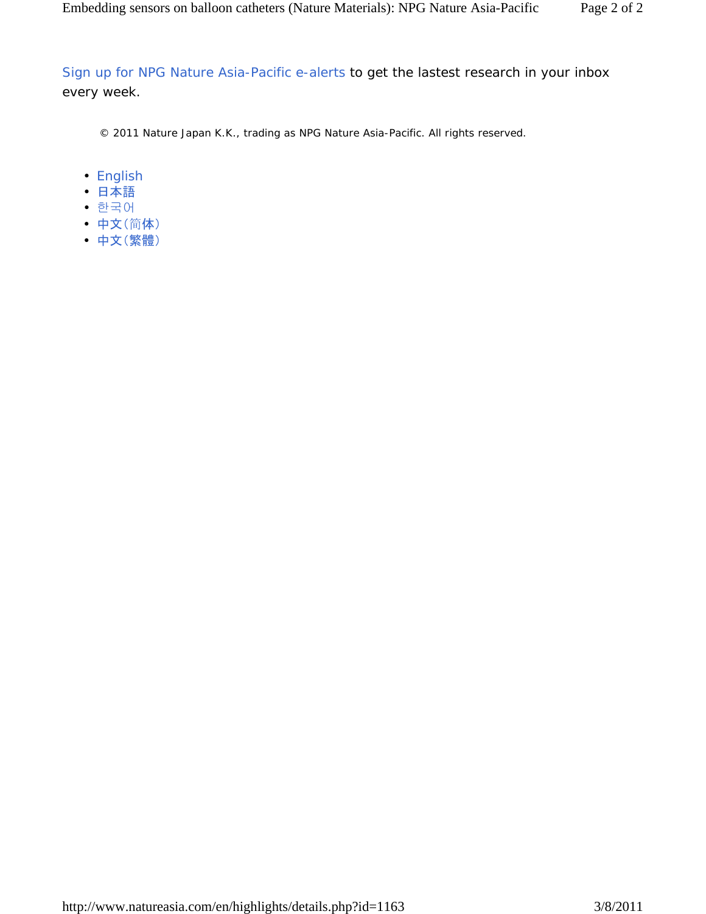Sign up for NPG Nature Asia-Pacific e-alerts to get the lastest research in your inbox every week.

© 2011 Nature Japan K.K., trading as NPG Nature Asia-Pacific. All rights reserved.

- English
- 日本語
- 한국어
- 中文(简体)
- 中文(繁體)